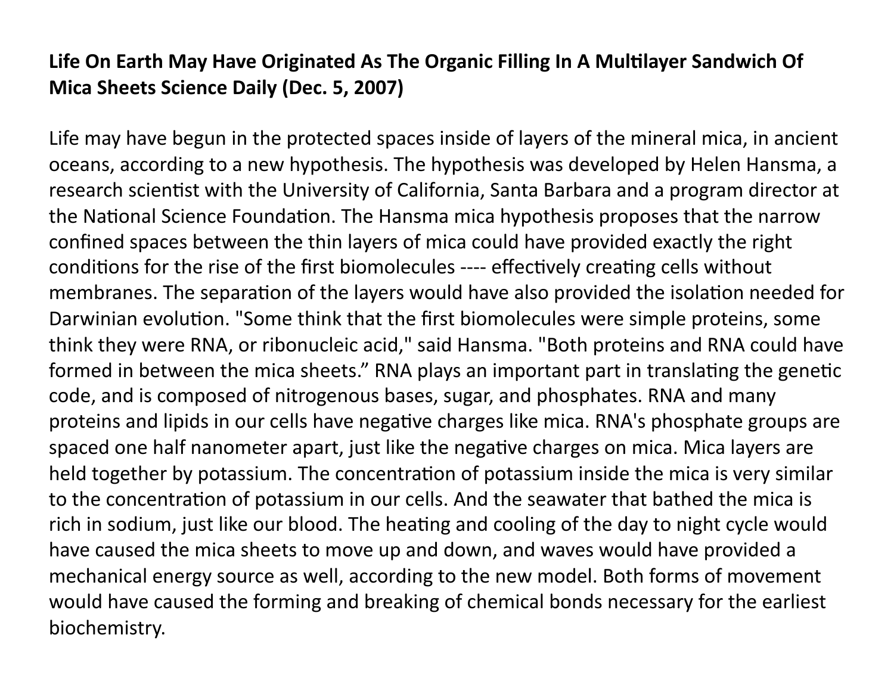**Life On Earth May Have Originated As The Organic Filling In A Multilayer Sandwich Of Mica Sheets Science Daily (Dec. 5, 2007)**

Life may have begun in the protected spaces inside of layers of the mineral mica, in ancient oceans, according to a new hypothesis. The hypothesis was developed by Helen Hansma, a research scientist with the University of California, Santa Barbara and a program director at the National Science Foundation. The Hansma mica hypothesis proposes that the narrow confined spaces between the thin layers of mica could have provided exactly the right conditions for the rise of the first biomolecules ---- effectively creating cells without membranes. The separation of the layers would have also provided the isolation needed for Darwinian evolution. "Some think that the first biomolecules were simple proteins, some think they were RNA, or ribonucleic acid," said Hansma. "Both proteins and RNA could have formed in between the mica sheets." RNA plays an important part in translating the genetic code, and is composed of nitrogenous bases, sugar, and phosphates. RNA and many proteins and lipids in our cells have negative charges like mica. RNA's phosphate groups are spaced one half nanometer apart, just like the negative charges on mica. Mica layers are held together by potassium. The concentration of potassium inside the mica is very similar to the concentration of potassium in our cells. And the seawater that bathed the mica is rich in sodium, just like our blood. The heating and cooling of the day to night cycle would have caused the mica sheets to move up and down, and waves would have provided a mechanical energy source as well, according to the new model. Both forms of movement would have caused the forming and breaking of chemical bonds necessary for the earliest biochemistry.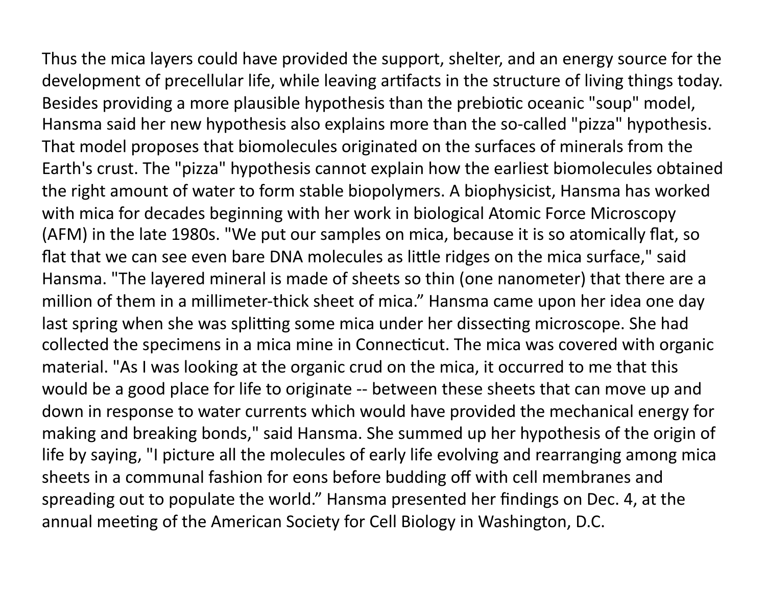Thus the mica layers could have provided the support, shelter, and an energy source for the development of precellular life, while leaving artifacts in the structure of living things today. Besides providing a more plausible hypothesis than the prebiotic oceanic "soup" model, Hansma said her new hypothesis also explains more than the so-called "pizza" hypothesis. That model proposes that biomolecules originated on the surfaces of minerals from the Earth's crust. The "pizza" hypothesis cannot explain how the earliest biomolecules obtained the right amount of water to form stable biopolymers. A biophysicist, Hansma has worked with mica for decades beginning with her work in biological Atomic Force Microscopy (AFM) in the late 1980s. "We put our samples on mica, because it is so atomically flat, so flat that we can see even bare DNA molecules as little ridges on the mica surface," said Hansma. "The layered mineral is made of sheets so thin (one nanometer) that there are a million of them in a millimeter-thick sheet of mica." Hansma came upon her idea one day last spring when she was splitting some mica under her dissecting microscope. She had collected the specimens in a mica mine in Connecticut. The mica was covered with organic material. "As I was looking at the organic crud on the mica, it occurred to me that this would be a good place for life to originate -- between these sheets that can move up and down in response to water currents which would have provided the mechanical energy for making and breaking bonds," said Hansma. She summed up her hypothesis of the origin of life by saying, "I picture all the molecules of early life evolving and rearranging among mica sheets in a communal fashion for eons before budding off with cell membranes and spreading out to populate the world." Hansma presented her findings on Dec. 4, at the annual meeting of the American Society for Cell Biology in Washington, D.C.